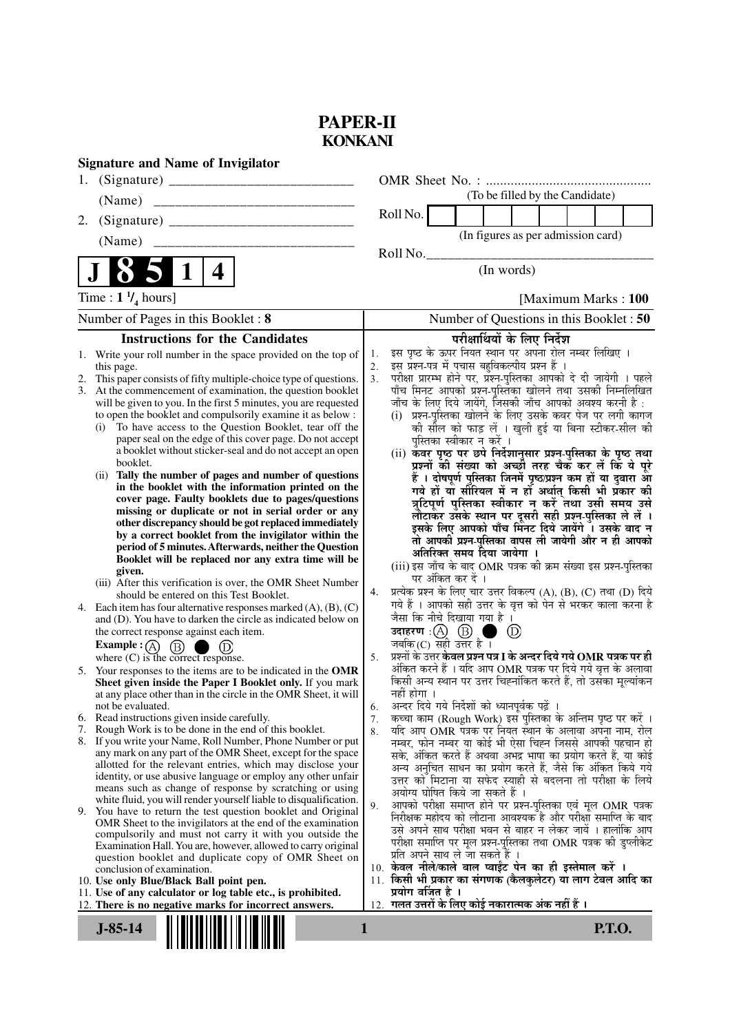# PAPER-II
## KONKANI

**Signature and Name of Invigilator**

1. (Signature) __________________________

   (Name) ____________________________

2. (Signature) __________________________

   (Name) ____________________________

OMR Sheet No. : ...............................................

(To be filled by the Candidate)

Roll No. | | | | | | | | |

(In figures as per admission card)

Roll No.________________________________

(In words)

**J 8 5 1 4**

Time : **$1\frac{1}{4}$ hours**] [Maximum Marks : **100**

Number of Pages in this Booklet : **8**

Number of Questions in this Booklet : **50**

### Instructions for the Candidates

1. Write your roll number in the space provided on the top of this page.
2. This paper consists of fifty multiple-choice type of questions.
3. At the commencement of examination, the question booklet will be given to you. In the first 5 minutes, you are requested to open the booklet and compulsorily examine it as below :
   (i) To have access to the Question Booklet, tear off the paper seal on the edge of this cover page. Do not accept a booklet without sticker-seal and do not accept an open booklet.
   (ii) **Tally the number of pages and number of questions in the booklet with the information printed on the cover page. Faulty booklets due to pages/questions missing or duplicate or not in serial order or any other discrepancy should be got replaced immediately by a correct booklet from the invigilator within the period of 5 minutes. Afterwards, neither the Question Booklet will be replaced nor any extra time will be given.**
   (iii) After this verification is over, the OMR Sheet Number should be entered on this Test Booklet.
4. Each item has four alternative responses marked (A), (B), (C) and (D). You have to darken the circle as indicated below on the correct response against each item.
   **Example :** (A) (B) ● (D)
   where (C) is the correct response.
5. Your responses to the items are to be indicated in the **OMR Sheet given inside the Paper I Booklet only.** If you mark at any place other than in the circle in the OMR Sheet, it will not be evaluated.
6. Read instructions given inside carefully.
7. Rough Work is to be done in the end of this booklet.
8. If you write your Name, Roll Number, Phone Number or put any mark on any part of the OMR Sheet, except for the space allotted for the relevant entries, which may disclose your identity, or use abusive language or employ any other unfair means such as change of response by scratching or using white fluid, you will render yourself liable to disqualification.
9. You have to return the test question booklet and Original OMR Sheet to the invigilators at the end of the examination compulsorily and must not carry it with you outside the Examination Hall. You are, however, allowed to carry original question booklet and duplicate copy of OMR Sheet on conclusion of examination.
10. **Use only Blue/Black Ball point pen.**
11. **Use of any calculator or log table etc., is prohibited.**
12. **There is no negative marks for incorrect answers.**

### परीक्षार्थियों के लिए निर्देश

1. इस पृष्ठ के ऊपर नियत स्थान पर अपना रोल नम्बर लिखिए ।
2. इस प्रश्न-पत्र में पचास बहुविकल्पीय प्रश्न हैं ।
3. परीक्षा प्रारम्भ होने पर, प्रश्न-पुस्तिका आपको दे दी जायेगी । पहले पाँच मिनट आपको प्रश्न-पुस्तिका खोलने तथा उसकी निम्नलिखित जाँच के लिए दिये जायेंगे, जिसकी जाँच आपको अवश्य करनी है :
   (i) प्रश्न-पुस्तिका खोलने के लिए उसके कवर पेज पर लगी कागज की सील को फाड़ लें । खुली हुई या बिना स्टीकर-सील की पुस्तिका स्वीकार न करें ।
   (ii) **कवर पृष्ठ पर छपे निर्देशानुसार प्रश्न-पुस्तिका के पृष्ठ तथा प्रश्नों की संख्या को अच्छी तरह चैक कर लें कि ये पूरे हैं । दोषपूर्ण पुस्तिका जिनमें पृष्ठ/प्रश्न कम हों या दुबारा आ गये हों या सीरियल में न हों अर्थात् किसी भी प्रकार की त्रुटिपूर्ण पुस्तिका स्वीकार न करें तथा उसी समय उसे लौटाकर उसके स्थान पर दूसरी सही प्रश्न-पुस्तिका ले लें । इसके लिए आपको पाँच मिनट दिये जायेंगे । उसके बाद न तो आपकी प्रश्न-पुस्तिका वापस ली जायेगी और न ही आपको अतिरिक्त समय दिया जायेगा ।**
   (iii) इस जाँच के बाद OMR पत्रक की क्रम संख्या इस प्रश्न-पुस्तिका पर अंकित कर दें ।
4. प्रत्येक प्रश्न के लिए चार उत्तर विकल्प (A), (B), (C) तथा (D) दिये गये हैं । आपको सही उत्तर के वृत्त को पेन से भरकर काला करना है जैसा कि नीचे दिखाया गया है ।
   **उदाहरण :** (A) (B) ● (D)
   जबकि (C) सही उत्तर है ।
5. प्रश्नों के उत्तर **केवल प्रश्न पत्र I के अन्दर दिये गये OMR पत्रक पर ही** अंकित करने हैं । यदि आप OMR पत्रक पर दिये गये वृत्त के अलावा किसी अन्य स्थान पर उत्तर चिह्नांकित करते हैं, तो उसका मूल्यांकन नहीं होगा ।
6. अन्दर दिये गये निर्देशों को ध्यानपूर्वक पढ़ें ।
7. कच्चा काम (Rough Work) इस पुस्तिका के अन्तिम पृष्ठ पर करें ।
8. यदि आप OMR पत्रक पर नियत स्थान के अलावा अपना नाम, रोल नम्बर, फोन नम्बर या कोई भी ऐसा चिह्न जिससे आपकी पहचान हो सके, अंकित करते हैं अथवा अभद्र भाषा का प्रयोग करते हैं, या कोई अन्य अनुचित साधन का प्रयोग करते हैं, जैसे कि अंकित किये गये उत्तर को मिटाना या सफेद स्याही से बदलना तो परीक्षा के लिये अयोग्य घोषित किये जा सकते हैं ।
9. आपको परीक्षा समाप्त होने पर प्रश्न-पुस्तिका एवं मूल OMR पत्रक निरीक्षक महोदय को लौटाना आवश्यक है और परीक्षा समाप्ति के बाद उसे अपने साथ परीक्षा भवन से बाहर न लेकर जायें । हालांकि आप परीक्षा समाप्ति पर मूल प्रश्न-पुस्तिका तथा OMR पत्रक की डुप्लीकेट प्रति अपने साथ ले जा सकते हैं ।
10. **केवल नीले/काले बाल प्वाईंट पेन का ही इस्तेमाल करें ।**
11. **किसी भी प्रकार का संगणक (कैलकुलेटर) या लाग टेबल आदि का प्रयोग वर्जित है ।**
12. **गलत उत्तरों के लिए कोई नकारात्मक अंक नहीं हैं ।**

**J-85-14**

**P.T.O.**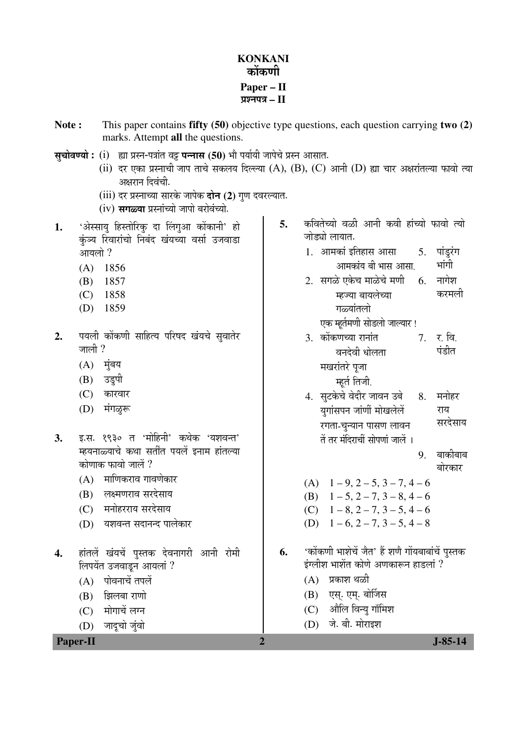# KONKANI
# कोंकणी
## Paper – II
## प्रश्नपत्र – II

**Note :** This paper contains **fifty (50)** objective type questions, each question carrying **two (2)** marks. Attempt **all** the questions.

**सुचोवण्यो :** (i) ह्या प्रस्न-पत्रांत वट्ट **पन्नास (50)** भौ पर्यायी जापेचे प्रस्न आसात.

(ii) दर एका प्रस्नाची जाप ताचे सकलय दिल्ल्या (A), (B), (C) आनी (D) ह्या चार अक्षरांतल्या फावो त्या अक्षरान दिवंची.

(iii) दर प्रस्नाच्या सारके जापेक **दोन (2)** गुण दवरल्यात.

(iv) **सगळ्या** प्रस्नांच्यो जापो बरोवंच्यो.

1. 'अेस्सायु हिस्तोरिकु दा लिंगुआ कोंकानी' हो कुंञ्य रिवारांचो निबंद खंयच्या वर्सा उजवाडा आयलो ?
   - (A) 1856
   - (B) 1857
   - (C) 1858
   - (D) 1859

2. पयली कोंकणी साहित्य परिषद खंयचे सुवातेर जाली ?
   - (A) मुंबय
   - (B) उडुपी
   - (C) कारवार
   - (D) मंगळुरू

3. इ.स. १९३० त 'मोहिनी' कथेक 'यशवन्त' म्हयनाळ्याचे कथा सर्तींत पयलें इनाम हांतल्या कोणाक फावो जालें ?
   - (A) माणिकराव गावणेकार
   - (B) लक्ष्मणराव सरदेसाय
   - (C) मनोहरराय सरदेसाय
   - (D) यशवन्त सदानन्द पालेकार

4. हांतलें खंयचें पुस्तक देवनागरी आनी रोमी लिपयेंत उजवाडून आयलां ?
   - (A) पोवनाचें तपलें
   - (B) झिलबा राणो
   - (C) मोगाचें लग्न
   - (D) जादूचो जुंवो

5. कवितेच्यो वळी आनी कवी हांच्यो फावो त्यो जोड्यो लायात.

| | |
|---|---|
| 1. आमकां इतिहास आसा<br>आमकांय बी भास आसा. | 5. पांडुरंग भांगी |
| 2. सगळे एकेच माळेचे मणी<br>म्हज्या बायलेच्या<br>गळ्यांतलो<br>एक म्हूर्तमणी सोडलो जाल्यार ! | 6. नागेश करमली |
| 3. कोंकणच्या रानांत<br>वनदेवी धोलता<br>मखरांतरे पूजा<br>म्हूर्त तिजी. | 7. र. वि. पंडीत |
| 4. सुटकेचे वेदीर जावन उबे<br>युगांसपन जांणीं मोखलेलें<br>रगता-चुन्यान पासण लावन<br>तें तर मंदिराचीं सोपणां जालें । | 8. मनोहर राय सरदेसाय |
| | 9. बाकीबाब बोरकार |

   - (A) 1 – 9, 2 – 5, 3 – 7, 4 – 6
   - (B) 1 – 5, 2 – 7, 3 – 8, 4 – 6
   - (C) 1 – 8, 2 – 7, 3 – 5, 4 – 6
   - (D) 1 – 6, 2 – 7, 3 – 5, 4 – 8

6. 'कोंकणी भाशेचें जैत' हें शणै गोंयबाबांचें पुस्तक इंग्लीश भाशेंत कोणे अणकारून हाडलां ?
   - (A) प्रकाश थळी
   - (B) एस्. एम्. बोर्जिस
   - (C) औलि विन्यु गॉमिश
   - (D) जे. बी. मोराइश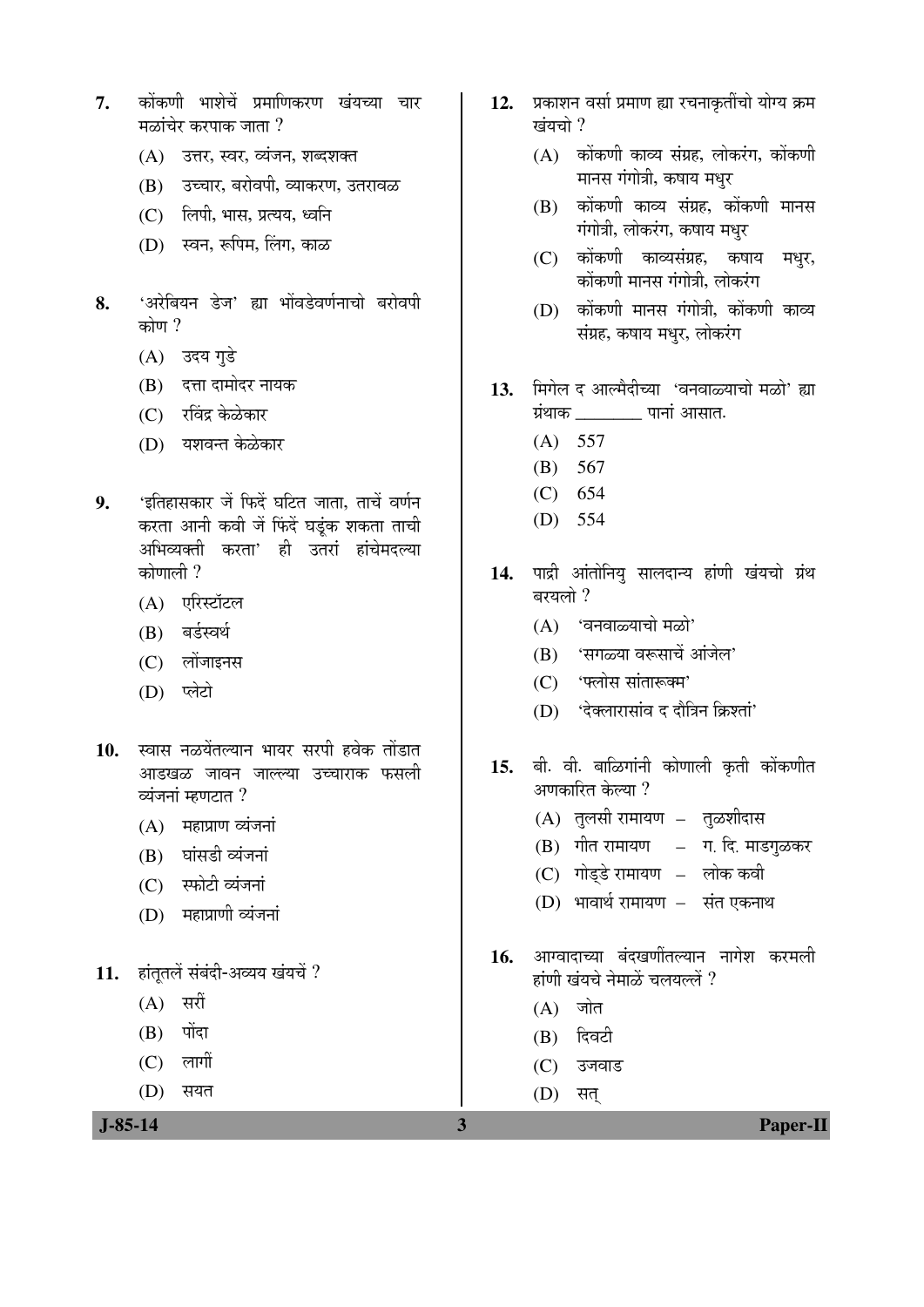7. कोंकणी भाशेचें प्रमाणिकरण खंयच्या चार मळांचेर करपाक जाता ?
   (A) उत्तर, स्वर, व्यंजन, शब्दशक्त
   (B) उच्चार, बरोवपी, व्याकरण, उतरावळ
   (C) लिपी, भास, प्रत्यय, ध्वनि
   (D) स्वन, रूपिम, लिंग, काळ

8. 'अरेबियन डेज' ह्या भोंवडेवर्णनाचो बरोवपी कोण ?
   (A) उदय गुडे
   (B) दत्ता दामोदर नायक
   (C) रविंद्र केळेकार
   (D) यशवन्त केळेकार

9. 'इतिहासकार जें फिदें घटित जाता, ताचें वर्णन करता आनी कवी जें फिंदें घडूंक शकता ताची अभिव्यक्ती करता' ही उतरां हांचेमदल्या कोणाली ?
   (A) एरिस्टॉटल
   (B) बर्डस्वर्थ
   (C) लोंजाइनस
   (D) प्लेटो

10. स्वास नळयेंतल्यान भायर सरपी हवेक तोंडात आडखळ जावन जाल्ल्या उच्चाराक फसली व्यंजनां म्हणटात ?
   (A) महाप्राण व्यंजनां
   (B) घांसडी व्यंजनां
   (C) स्फोटी व्यंजनां
   (D) महाप्राणी व्यंजनां

11. हांतूतलें संबंदी-अव्यय खंयचें ?
   (A) सरीं
   (B) पोंदा
   (C) लागीं
   (D) सयत

12. प्रकाशन वर्सा प्रमाण ह्या रचनाकृतींचो योग्य क्रम खंयचो ?
   (A) कोंकणी काव्य संग्रह, लोकरंग, कोंकणी मानस गंगोत्री, कषाय मधुर
   (B) कोंकणी काव्य संग्रह, कोंकणी मानस गंगोत्री, लोकरंग, कषाय मधुर
   (C) कोंकणी काव्यसंग्रह, कषाय मधुर, कोंकणी मानस गंगोत्री, लोकरंग
   (D) कोंकणी मानस गंगोत्री, कोंकणी काव्य संग्रह, कषाय मधुर, लोकरंग

13. मिगेल द आल्मैदीच्या 'वनवाळ्याचो मळो' ह्या ग्रंथाक ________ पानां आसात.
   (A) 557
   (B) 567
   (C) 654
   (D) 554

14. पाद्री आंतोनियु सालदान्य हांणी खंयचो ग्रंथ बरयलो ?
   (A) 'वनवाळ्याचो मळो'
   (B) 'सगळ्या वरूसाचें आंजेल'
   (C) 'फ्लोस सांतारूक्म'
   (D) 'देक्लारासांव द दौत्रिन क्रिश्तां'

15. बी. वी. बाळिगांनी कोणाली कृती कोंकणीत अणकारित केल्या ?
   (A) तुलसी रामायण – तुळशीदास
   (B) गीत रामायण – ग. दि. माडगुळकर
   (C) गोड्डे रामायण – लोक कवी
   (D) भावार्थ रामायण – संत एकनाथ

16. आग्वादाच्या बंदखणींतल्यान नागेश करमली हांणी खंयचे नेमाळें चलयल्लें ?
   (A) जोत
   (B) दिवटी
   (C) उजवाड
   (D) सत्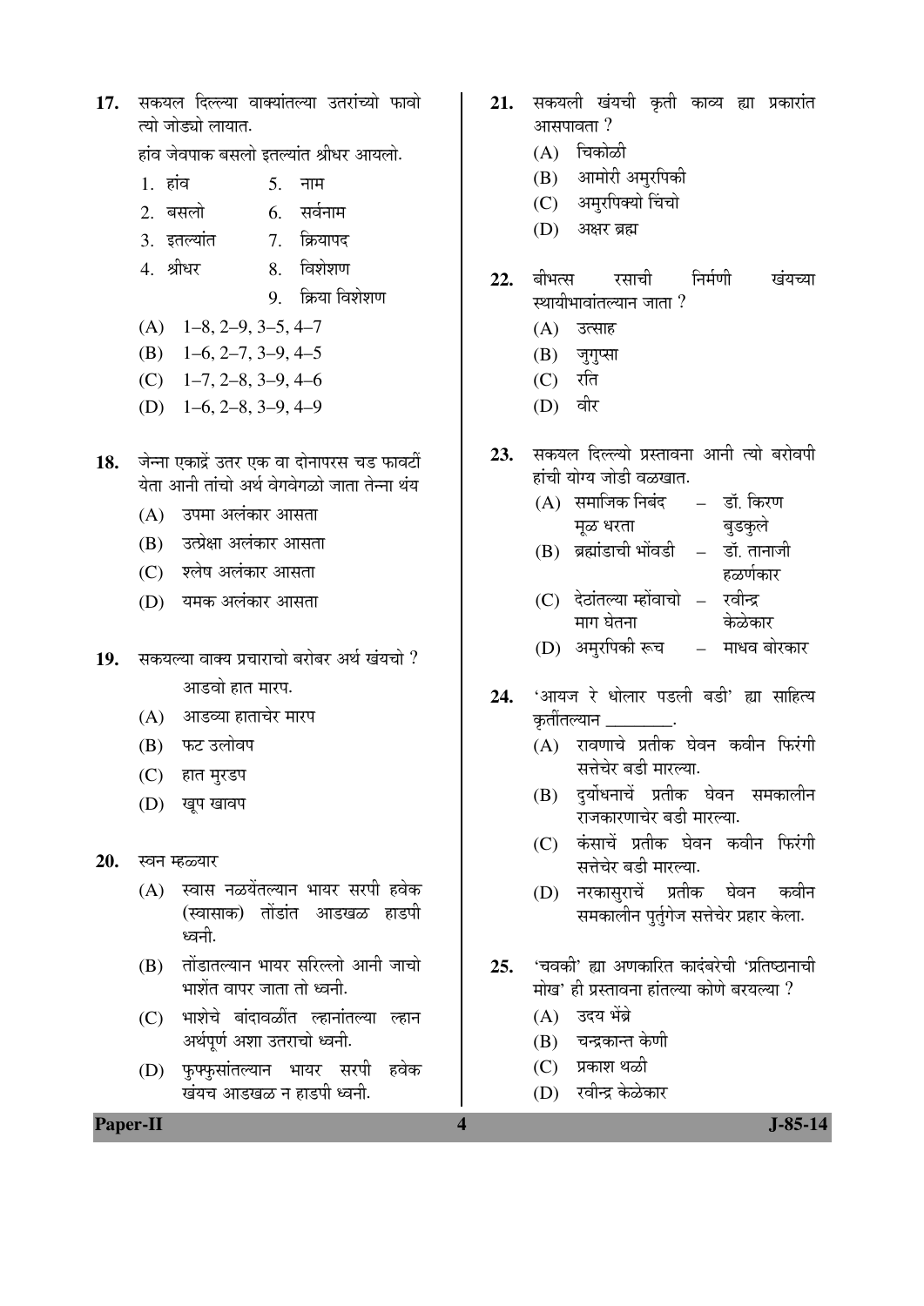17. सकयल दिल्ल्या वाक्यांतल्या उतरांच्यो फावो त्यो जोड्यो लायात.

हांव जेवपाक बसलो इतल्यांत श्रीधर आयलो.

| | |
|---|---|
| 1. हांव | 5. नाम |
| 2. बसलो | 6. सर्वनाम |
| 3. इतल्यांत | 7. क्रियापद |
| 4. श्रीधर | 8. विशेशण |
| | 9. क्रिया विशेशण |

(A) 1–8, 2–9, 3–5, 4–7
(B) 1–6, 2–7, 3–9, 4–5
(C) 1–7, 2–8, 3–9, 4–6
(D) 1–6, 2–8, 3–9, 4–9

18. जेन्ना एकाद्रें उतर एक वा दोनापरस चड फावटीं येता आनी तांचो अर्थ वेगवेगळो जाता तेन्ना थंय

(A) उपमा अलंकार आसता
(B) उत्प्रेक्षा अलंकार आसता
(C) श्लेष अलंकार आसता
(D) यमक अलंकार आसता

19. सकयल्या वाक्य प्रचाराचो बरोबर अर्थ खंयचो ?

आडवो हात मारप.

(A) आडव्या हाताचेर मारप
(B) फट उलोवप
(C) हात मुरडप
(D) खूप खावप

20. स्वन म्हळ्यार

(A) स्वास नळयेंतल्यान भायर सरपी हवेक (स्वासाक) तोंडांत आडखळ हाडपी ध्वनी.
(B) तोंडातल्यान भायर सरिल्लो आनी जाचो भाशेंत वापर जाता तो ध्वनी.
(C) भाशेचे बांदावळींत ल्हानांतल्या ल्हान अर्थपूर्ण अशा उतराचो ध्वनी.
(D) फुप्फुसांतल्यान भायर सरपी हवेक खंयच आडखळ न हाडपी ध्वनी.

21. सकयली खंयची कृती काव्य ह्या प्रकारांत आसपावता ?

(A) चिकोळी
(B) आमोरी अमुरपिकी
(C) अमुरपिक्यो चिंचो
(D) अक्षर ब्रह्म

22. बीभत्स रसाची निर्मणी खंयच्या स्थायीभावांतल्यान जाता ?

(A) उत्साह
(B) जुगुप्सा
(C) रति
(D) वीर

23. सकयल दिल्ल्यो प्रस्तावना आनी त्यो बरोवपी हांची योग्य जोडी वळखात.

(A) समाजिक निबंद मूळ धरता – डॉ. किरण बुडकुले
(B) ब्रह्मांडाची भोंवडी – डॉ. तानाजी हळर्णकार
(C) देठांतल्या म्होंवाचो माग घेतना – रवीन्द्र केळेकार
(D) अमुरपिकी रूच – माधव बोरकार

24. 'आयज रे धोलार पडली बडी' ह्या साहित्य कृतींतल्यान ________.

(A) रावणाचे प्रतीक घेवन कवीन फिरंगी सत्तेचेर बडी मारल्या.
(B) दुर्योधनाचें प्रतीक घेवन समकालीन राजकारणाचेर बडी मारल्या.
(C) कंसाचें प्रतीक घेवन कवीन फिरंगी सत्तेचेर बडी मारल्या.
(D) नरकासुराचें प्रतीक घेवन कवीन समकालीन पुर्तुगेज सत्तेचेर प्रहार केला.

25. 'चवकी' ह्या अणकारित कादंबरेची 'प्रतिष्ठानाची मोख' ही प्रस्तावना हांतल्या कोणे बरयल्या ?

(A) उदय भेंब्रे
(B) चन्द्रकान्त केणी
(C) प्रकाश थळी
(D) रवीन्द्र केळेकार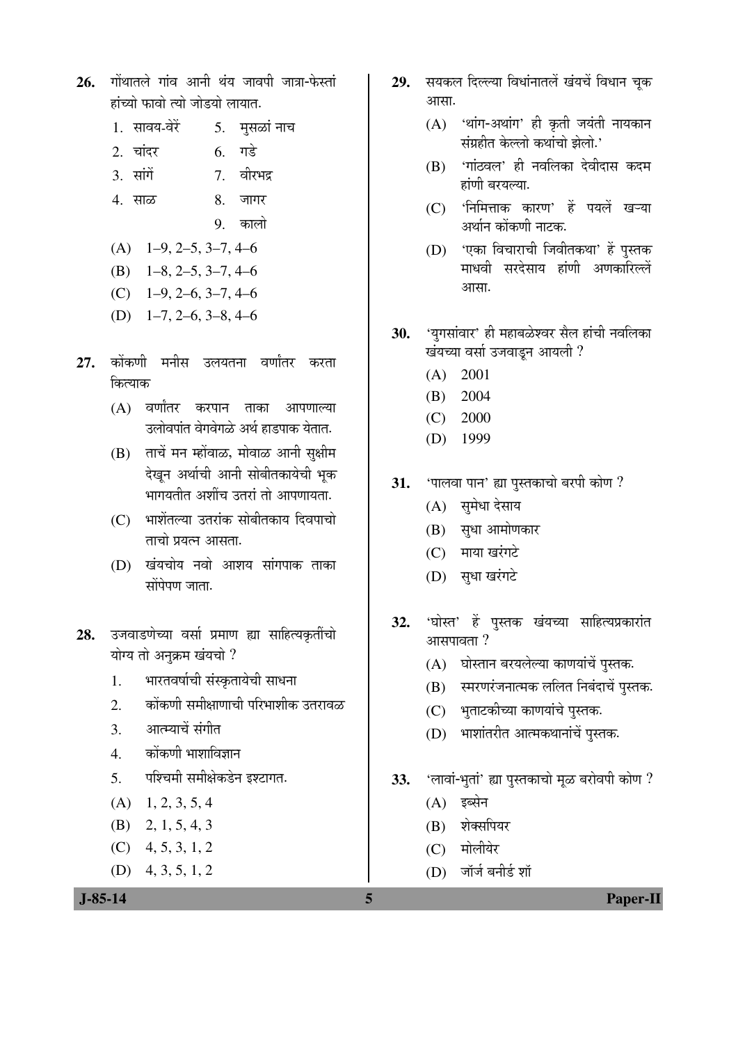**26.** गोंयातले गांव आनी थंय जावपी जात्रा-फेस्तां हांच्यो फावो त्यो जोडयो लायात.

1. सावय-वेरें
2. चांदर
3. सांगें
4. साळ
5. मुसळां नाच
6. गडे
7. वीरभद्र
8. जागर
9. कालो

(A) 1–9, 2–5, 3–7, 4–6
(B) 1–8, 2–5, 3–7, 4–6
(C) 1–9, 2–6, 3–7, 4–6
(D) 1–7, 2–6, 3–8, 4–6

**27.** कोंकणी मनीस उलयतना वर्णांतर करता कित्याक

(A) वर्णांतर करपान ताका आपणाल्या उलोवपांत वेगवेगळे अर्थ हाडपाक येतात.
(B) ताचें मन म्हेंवाळ, मोवाळ आनी सुक्षीम देखून अर्थाची आनी सोबीतकायेची भूक भागयतीत अशींच उतरां तो आपणायता.
(C) भाशेंतल्या उतरांक सोबीतकाय दिवपाचो ताचो प्रयत्न आसता.
(D) खंयचोय नवो आशय सांगपाक ताका सोंपेपण जाता.

**28.** उजवाडणेच्या वर्सा प्रमाण ह्या साहित्यकृतींचो योग्य तो अनुक्रम खंयचो ?

1. भारतवर्षाची संस्कृतायेची साधना
2. कोंकणी समीक्षाणाची परिभाशीक उतरावळ
3. आत्म्याचें संगीत
4. कोंकणी भाशाविज्ञान
5. पश्चिमी समीक्षेकडेन इश्टागत.

(A) 1, 2, 3, 5, 4
(B) 2, 1, 5, 4, 3
(C) 4, 5, 3, 1, 2
(D) 4, 3, 5, 1, 2

**29.** सयकल दिल्ल्या विधांनातलें खंयचें विधान चूक आसा.

(A) 'थांग-अथांग' ही कृती जयंती नायकान संग्रहीत केल्लो कथांचो झेलो.'
(B) 'गांठवल' ही नवलिका देवीदास कदम हांणी बरयल्या.
(C) 'निमित्ताक कारण' हें पयलें खऱ्या अर्थान कोंकणी नाटक.
(D) 'एका विचाराची जिवीतकथा' हें पुस्तक माधवी सरदेसाय हांणी अणकारिल्लें आसा.

**30.** 'युगसांवार' ही महाबळेश्वर सैल हांची नवलिका खंयच्या वर्सा उजवाडून आयली ?

(A) 2001
(B) 2004
(C) 2000
(D) 1999

**31.** 'पालवा पान' ह्या पुस्तकाचो बरपी कोण ?

(A) सुमेधा देसाय
(B) सुधा आमोणकार
(C) माया खरंगटे
(D) सुधा खरंगटे

**32.** 'घोस्त' हें पुस्तक खंयच्या साहित्यप्रकारांत आसपावता ?

(A) घोस्तान बरयलेल्या काणयांचें पुस्तक.
(B) स्मरणरंजनात्मक ललित निबंदाचें पुस्तक.
(C) भुताटकीच्या काणयांचे पुस्तक.
(D) भाशांतरीत आत्मकथानांचें पुस्तक.

**33.** 'लावां-भुतां' ह्या पुस्तकाचो मूळ बरोवपी कोण ?

(A) इब्सेन
(B) शेक्सपियर
(C) मोलीयेर
(D) जॉर्ज बनीर्ड शॉ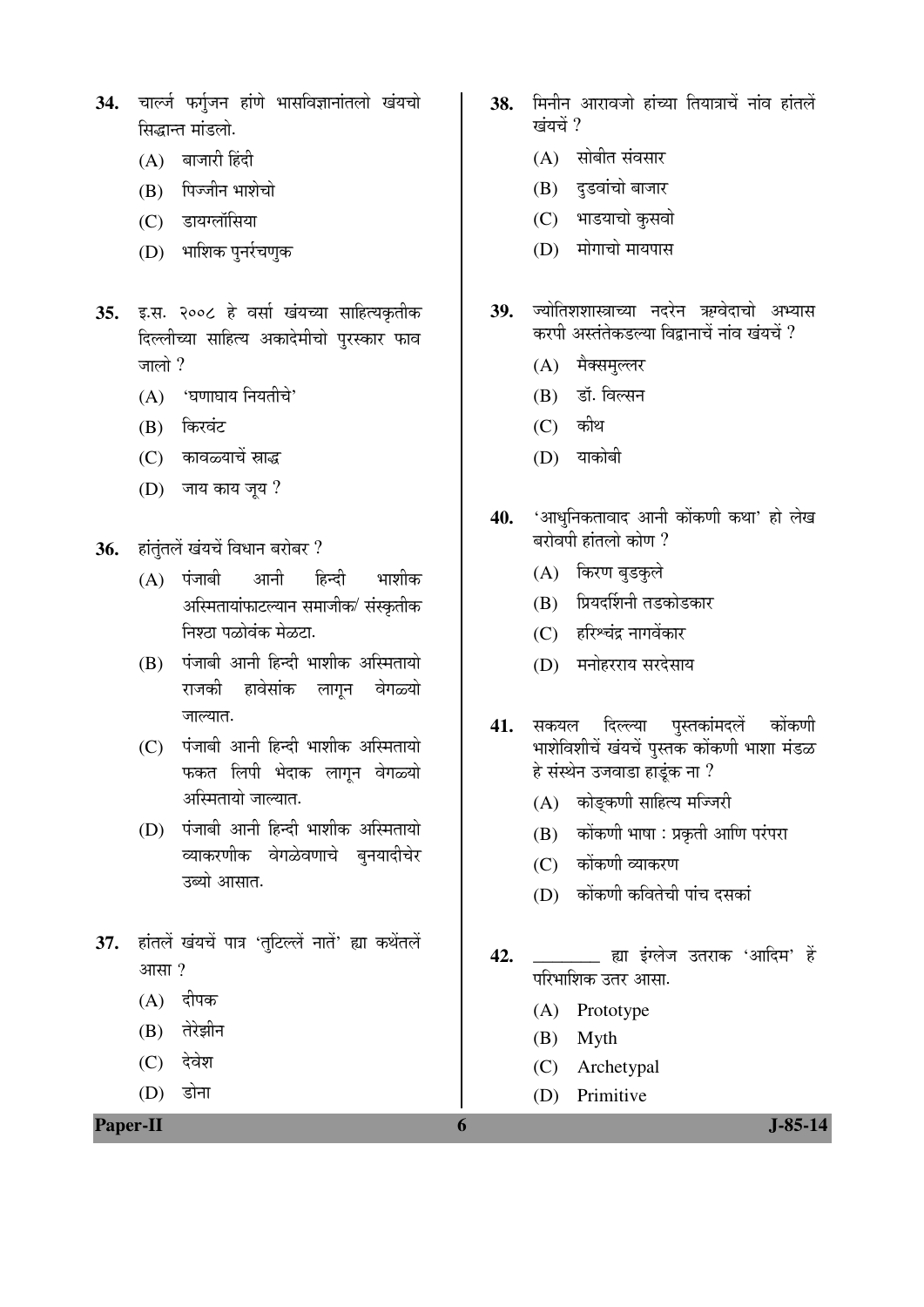**34.** चार्ल्ज फर्गुजन हांणे भासविज्ञानांतलो खंयचो सिद्धान्त मांडलो.

(A) बाजारी हिंदी

(B) पिज्जीन भाशेचो

(C) डायग्लॉसिया

(D) भाशिक पुनर्रचणुक

**35.** इ.स. २००८ हे वर्सा खंयच्या साहित्यकृतीक दिल्लीच्या साहित्य अकादेमीचो पुरस्कार फाव जालो ?

(A) 'घणाघाय नियतीचे'

(B) किरवंट

(C) कावळ्याचें स्राद्ध

(D) जाय काय जूय ?

**36.** हांतुंतलें खंयचें विधान बरोबर ?

(A) पंजाबी आनी हिन्दी भाशीक अस्मितायांफाटल्यान समाजीक/ संस्कृतीक निश्ठा पळोवंक मेळटा.

(B) पंजाबी आनी हिन्दी भाशीक अस्मितायो राजकी हावेसांक लागून वेगळ्यो जाल्यात.

(C) पंजाबी आनी हिन्दी भाशीक अस्मितायो फकत लिपी भेदाक लागून वेगळ्यो अस्मितायो जाल्यात.

(D) पंजाबी आनी हिन्दी भाशीक अस्मितायो व्याकरणीक वेगळेवणाचे बुनयादीचेर उब्यो आसात.

**37.** हांतलें खंयचें पात्र 'तुटिल्लें नातें' ह्या कथेंतलें आसा ?

(A) दीपक

(B) तेरेझीन

(C) देवेश

(D) डोना

**38.** मिनीन आरावजो हांच्या तियात्राचें नांव हांतलें खंयचें ?

(A) सोबीत संवसार

(B) दुडवांचो बाजार

(C) भाडयाचो कुसवो

(D) मोगाचो मायपास

**39.** ज्योतिशशास्त्राच्या नदरेन ऋग्वेदाचो अभ्यास करपी अस्तंतेकडल्या विद्वानाचें नांव खंयचें ?

(A) मैक्समुल्लर

(B) डॉ. विल्सन

(C) कीथ

(D) याकोबी

**40.** 'आधुनिकतावाद आनी कोंकणी कथा' हो लेख बरोवपी हांतलो कोण ?

(A) किरण बुडकुले

(B) प्रियदर्शिनी तडकोडकार

(C) हरिश्चंद्र नागवेंकार

(D) मनोहरराय सरदेसाय

**41.** सकयल दिल्ल्या पुस्तकांमदलें कोंकणी भाशेविशीचें खंयचें पुस्तक कोंकणी भाशा मंडळ हे संस्थेन उजवाडा हाडूंक ना ?

(A) कोङ्कणी साहित्य मज्जिरी

(B) कोंकणी भाषा : प्रकृती आणि परंपरा

(C) कोंकणी व्याकरण

(D) कोंकणी कवितेची पांच दसकां

**42.** ________ ह्या इंग्लेज उतराक 'आदिम' हें परिभाशिक उतर आसा.

(A) Prototype

(B) Myth

(C) Archetypal

(D) Primitive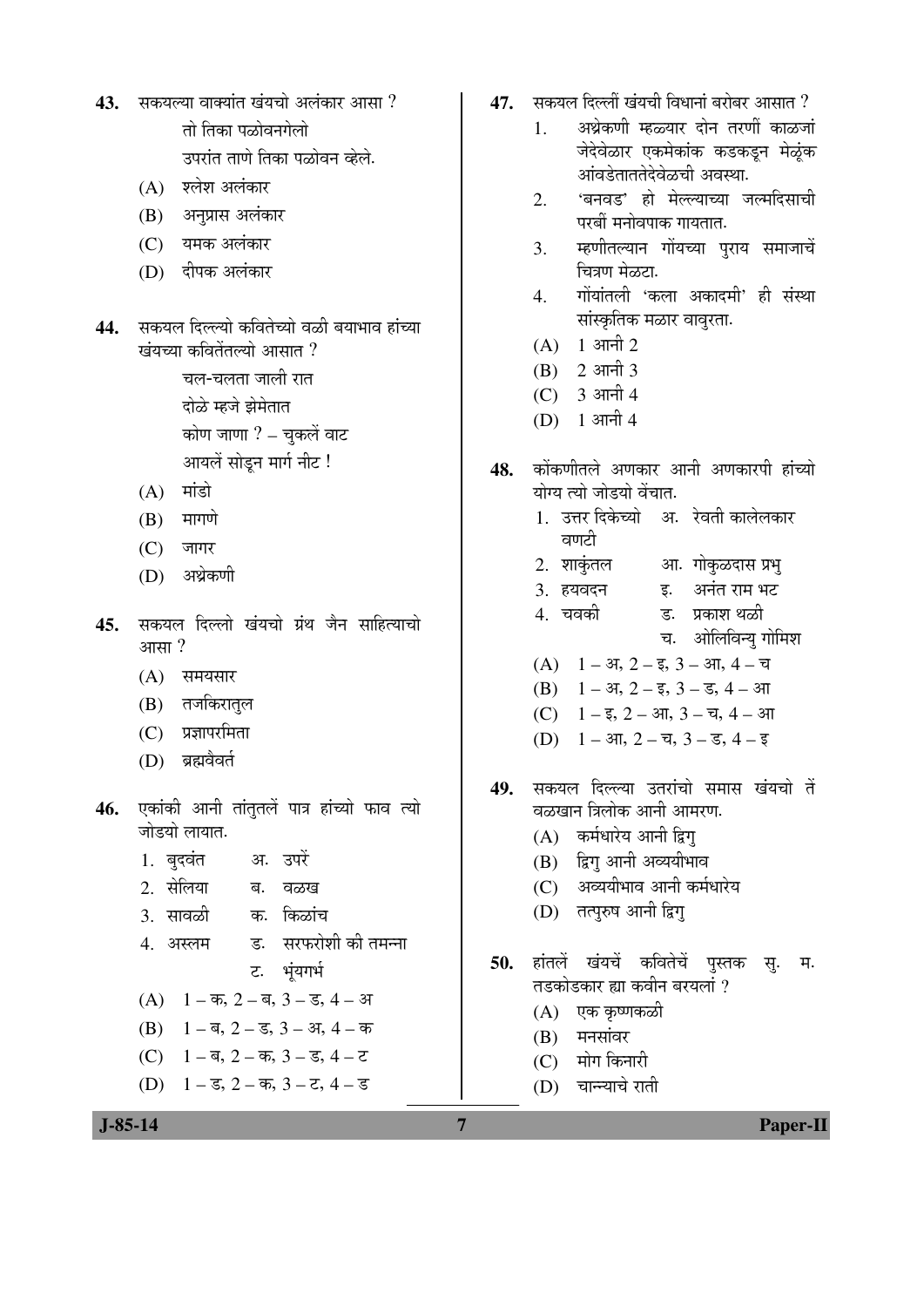43. सकयल्या वाक्यांत खंयचो अलंकार आसा ?

तो तिका पळोवनगेलो
उपरांत ताणे तिका पळोवन व्हेले.

(A) श्लेश अलंकार
(B) अनुप्रास अलंकार
(C) यमक अलंकार
(D) दीपक अलंकार

44. सकयल दिल्ल्यो कवितेच्यो वळी बयाभाव हांच्या खंयच्या कवितेंतल्यो आसात ?

चल-चलता जाली रात
दोळे म्हजे झेमेतात
कोण जाणा ? – चुकलें वाट
आयलें सोडून मार्ग नीट !

(A) मांडो
(B) मागणे
(C) जागर
(D) अभ्रेकणी

45. सकयल दिल्लो खंयचो ग्रंथ जैन साहित्याचो आसा ?

(A) समयसार
(B) तजकिरातुल
(C) प्रज्ञापरमिता
(D) ब्रह्मवैवर्त

46. एकांकी आनी तांतुतलें पात्र हांच्यो फाव त्यो जोडयो लायात.

1. बुदवंत — अ. उपरें
2. सेलिया — ब. वळख
3. सावळी — क. किळांच
4. अस्लम — ड. सरफरोशी की तमन्ना
ट. भूंयगर्भ

(A) 1 – क, 2 – ब, 3 – ड, 4 – अ
(B) 1 – ब, 2 – ड, 3 – अ, 4 – क
(C) 1 – ब, 2 – क, 3 – ड, 4 – ट
(D) 1 – ड, 2 – क, 3 – ट, 4 – ड

47. सकयल दिल्लीं खंयची विधानां बरोबर आसात ?

1. अभ्रेकणी म्हळ्यार दोन तरणीं काळजां जेदेवेळार एकमेकांक कडकडून मेळूंक आंवडेताततेदेवेळची अवस्था.
2. 'बनवड' हो मेल्ल्याच्या जल्मदिसाची परबीं मनोवपाक गायतात.
3. म्हणीतल्यान गोंयच्या पुराय समाजाचें चित्रण मेळटा.
4. गोंयांतली 'कला अकादमी' ही संस्था सांस्कृतिक मळार वावुरता.

(A) 1 आनी 2
(B) 2 आनी 3
(C) 3 आनी 4
(D) 1 आनी 4

48. कोंकणीतले अणकार आनी अणकारपी हांच्यो योग्य त्यो जोडयो वेंचात.

1. उत्तर दिकेच्यो वणटी — अ. रेवती कालेलकार
2. शाकुंतल — आ. गोकुळदास प्रभु
3. हयवदन — इ. अनंत राम भट
4. चवकी — ड. प्रकाश थळी
च. ओलिविन्यु गोमिश

(A) 1 – अ, 2 – इ, 3 – आ, 4 – च
(B) 1 – अ, 2 – इ, 3 – ड, 4 – आ
(C) 1 – इ, 2 – आ, 3 – च, 4 – आ
(D) 1 – आ, 2 – च, 3 – ड, 4 – इ

49. सकयल दिल्ल्या उतरांचो समास खंयचो तें वळखान त्रिलोक आनी आमरण.

(A) कर्मधारेय आनी द्विगु
(B) द्विगु आनी अव्ययीभाव
(C) अव्ययीभाव आनी कर्मधारेय
(D) तत्पुरुष आनी द्विगु

50. हांतलें खंयचें कवितेचें पुस्तक सु. म. तडकोडकार ह्या कवीन बरयलां ?

(A) एक कृष्णकळी
(B) मनसांवर
(C) मोग किनारी
(D) चान्न्याचे राती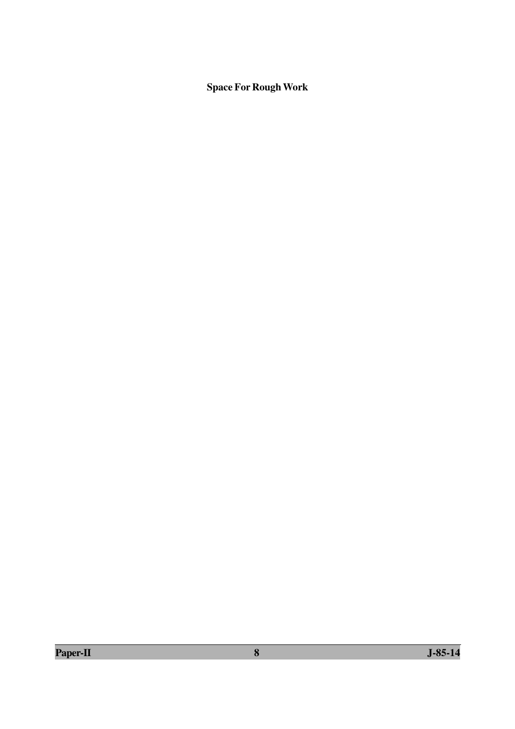**Space For Rough Work**